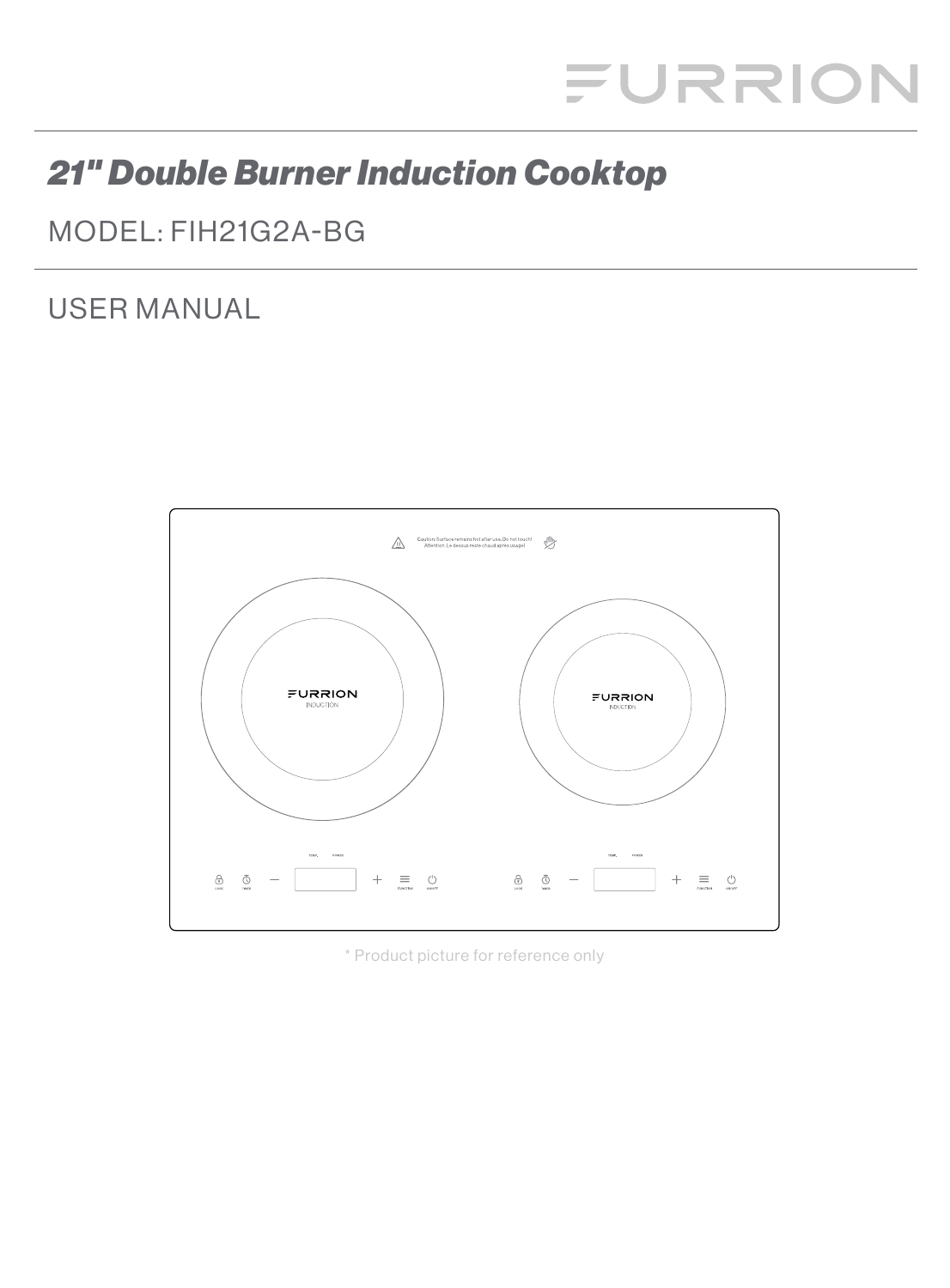FURRION

# *21" Double Burner Induction Cooktop*

MODEL: FIH21G2A-BG

USER MANUAL

\* Product picture for reference only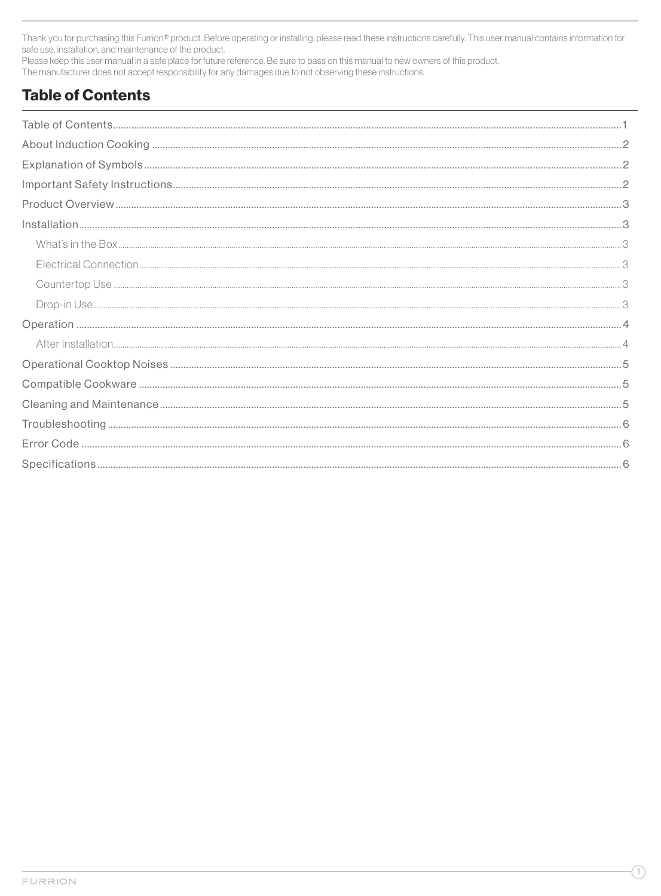Thank you for purchasing this Furrion® product. Before operating or installing, please read these instructions carefully. This user manual contains information for safe use, installation, and maintenance of the product.
Please keep this user manual in a safe place for future reference. Be sure to pass on this manual to new owners of this product.
The manufacturer does not accept responsibility for any damages due to not observing these instructions.

# Table of Contents

- Table of Contents....1
- About Induction Cooking....2
- Explanation of Symbols....2
- Important Safety Instructions....2
- Product Overview....3
- Installation....3
  - What's in the Box....3
  - Electrical Connection....3
  - Countertop Use....3
  - Drop-in Use....3
- Operation....4
  - After Installation....4
- Operational Cooktop Noises....5
- Compatible Cookware....5
- Cleaning and Maintenance....5
- Troubleshooting....6
- Error Code....6
- Specifications....6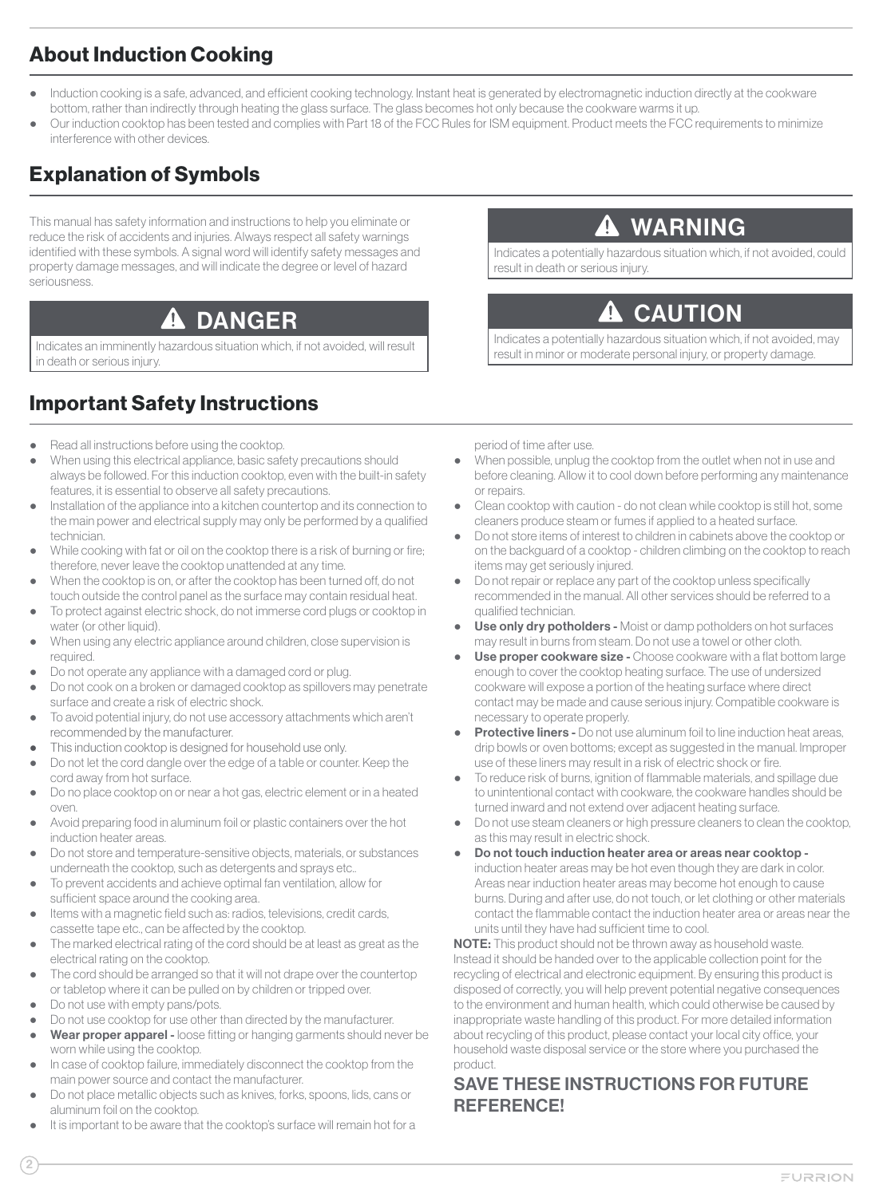## About Induction Cooking

- Induction cooking is a safe, advanced, and efficient cooking technology. Instant heat is generated by electromagnetic induction directly at the cookware bottom, rather than indirectly through heating the glass surface. The glass becomes hot only because the cookware warms it up.
- Our induction cooktop has been tested and complies with Part 18 of the FCC Rules for ISM equipment. Product meets the FCC requirements to minimize interference with other devices.

## Explanation of Symbols

This manual has safety information and instructions to help you eliminate or reduce the risk of accidents and injuries. Always respect all safety warnings identified with these symbols. A signal word will identify safety messages and property damage messages, and will indicate the degree or level of hazard seriousness.

**⚠ DANGER**

Indicates an imminently hazardous situation which, if not avoided, will result in death or serious injury.

**⚠ WARNING**

Indicates a potentially hazardous situation which, if not avoided, could result in death or serious injury.

**⚠ CAUTION**

Indicates a potentially hazardous situation which, if not avoided, may result in minor or moderate personal injury, or property damage.

## Important Safety Instructions

- Read all instructions before using the cooktop.
- When using this electrical appliance, basic safety precautions should always be followed. For this induction cooktop, even with the built-in safety features, it is essential to observe all safety precautions.
- Installation of the appliance into a kitchen countertop and its connection to the main power and electrical supply may only be performed by a qualified technician.
- While cooking with fat or oil on the cooktop there is a risk of burning or fire; therefore, never leave the cooktop unattended at any time.
- When the cooktop is on, or after the cooktop has been turned off, do not touch outside the control panel as the surface may contain residual heat.
- To protect against electric shock, do not immerse cord plugs or cooktop in water (or other liquid).
- When using any electric appliance around children, close supervision is required.
- Do not operate any appliance with a damaged cord or plug.
- Do not cook on a broken or damaged cooktop as spillovers may penetrate surface and create a risk of electric shock.
- To avoid potential injury, do not use accessory attachments which aren't recommended by the manufacturer.
- This induction cooktop is designed for household use only.
- Do not let the cord dangle over the edge of a table or counter. Keep the cord away from hot surface.
- Do no place cooktop on or near a hot gas, electric element or in a heated oven.
- Avoid preparing food in aluminum foil or plastic containers over the hot induction heater areas.
- Do not store and temperature-sensitive objects, materials, or substances underneath the cooktop, such as detergents and sprays etc..
- To prevent accidents and achieve optimal fan ventilation, allow for sufficient space around the cooking area.
- Items with a magnetic field such as: radios, televisions, credit cards, cassette tape etc., can be affected by the cooktop.
- The marked electrical rating of the cord should be at least as great as the electrical rating on the cooktop.
- The cord should be arranged so that it will not drape over the countertop or tabletop where it can be pulled on by children or tripped over.
- Do not use with empty pans/pots.
- Do not use cooktop for use other than directed by the manufacturer.
- **Wear proper apparel -** loose fitting or hanging garments should never be worn while using the cooktop.
- In case of cooktop failure, immediately disconnect the cooktop from the main power source and contact the manufacturer.
- Do not place metallic objects such as knives, forks, spoons, lids, cans or aluminum foil on the cooktop.
- It is important to be aware that the cooktop's surface will remain hot for a period of time after use.
- When possible, unplug the cooktop from the outlet when not in use and before cleaning. Allow it to cool down before performing any maintenance or repairs.
- Clean cooktop with caution - do not clean while cooktop is still hot, some cleaners produce steam or fumes if applied to a heated surface.
- Do not store items of interest to children in cabinets above the cooktop or on the backguard of a cooktop - children climbing on the cooktop to reach items may get seriously injured.
- Do not repair or replace any part of the cooktop unless specifically recommended in the manual. All other services should be referred to a qualified technician.
- **Use only dry potholders -** Moist or damp potholders on hot surfaces may result in burns from steam. Do not use a towel or other cloth.
- **Use proper cookware size -** Choose cookware with a flat bottom large enough to cover the cooktop heating surface. The use of undersized cookware will expose a portion of the heating surface where direct contact may be made and cause serious injury. Compatible cookware is necessary to operate properly.
- **Protective liners -** Do not use aluminum foil to line induction heat areas, drip bowls or oven bottoms; except as suggested in the manual. Improper use of these liners may result in a risk of electric shock or fire.
- To reduce risk of burns, ignition of flammable materials, and spillage due to unintentional contact with cookware, the cookware handles should be turned inward and not extend over adjacent heating surface.
- Do not use steam cleaners or high pressure cleaners to clean the cooktop, as this may result in electric shock.
- **Do not touch induction heater area or areas near cooktop -** induction heater areas may be hot even though they are dark in color. Areas near induction heater areas may become hot enough to cause burns. During and after use, do not touch, or let clothing or other materials contact the flammable contact the induction heater area or areas near the units until they have had sufficient time to cool.

**NOTE:** This product should not be thrown away as household waste. Instead it should be handed over to the applicable collection point for the recycling of electrical and electronic equipment. By ensuring this product is disposed of correctly, you will help prevent potential negative consequences to the environment and human health, which could otherwise be caused by inappropriate waste handling of this product. For more detailed information about recycling of this product, please contact your local city office, your household waste disposal service or the store where you purchased the product.

### SAVE THESE INSTRUCTIONS FOR FUTURE REFERENCE!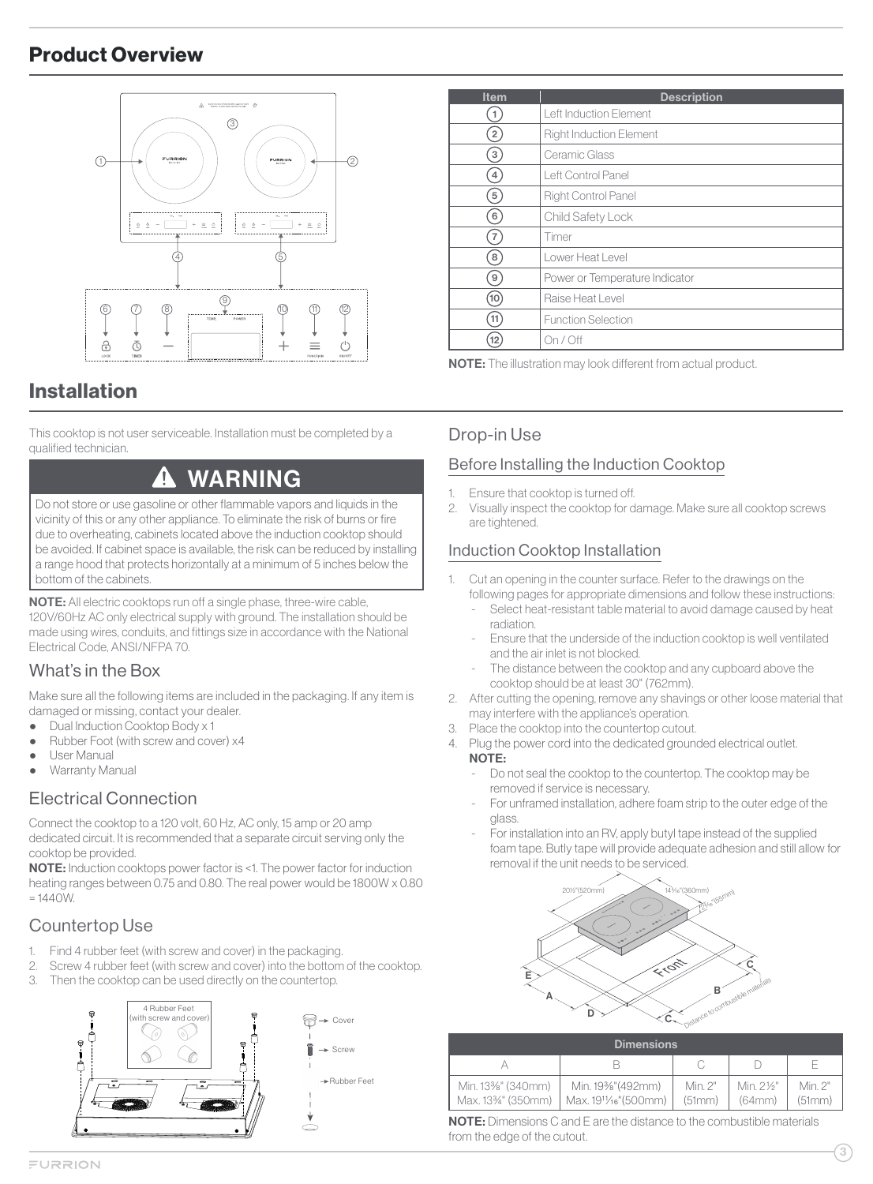## Product Overview

| Item | Description |
|---|---|
| 1 | Left Induction Element |
| 2 | Right Induction Element |
| 3 | Ceramic Glass |
| 4 | Left Control Panel |
| 5 | Right Control Panel |
| 6 | Child Safety Lock |
| 7 | Timer |
| 8 | Lower Heat Level |
| 9 | Power or Temperature Indicator |
| 10 | Raise Heat Level |
| 11 | Function Selection |
| 12 | On / Off |

**NOTE:** The illustration may look different from actual product.

## Installation

This cooktop is not user serviceable. Installation must be completed by a qualified technician.

### ⚠ WARNING

Do not store or use gasoline or other flammable vapors and liquids in the vicinity of this or any other appliance. To eliminate the risk of burns or fire due to overheating, cabinets located above the induction cooktop should be avoided. If cabinet space is available, the risk can be reduced by installing a range hood that protects horizontally at a minimum of 5 inches below the bottom of the cabinets.

**NOTE:** All electric cooktops run off a single phase, three-wire cable, 120V/60Hz AC only electrical supply with ground. The installation should be made using wires, conduits, and fittings size in accordance with the National Electrical Code, ANSI/NFPA 70.

### What's in the Box

Make sure all the following items are included in the packaging. If any item is damaged or missing, contact your dealer.

- Dual Induction Cooktop Body x 1
- Rubber Foot (with screw and cover) x4
- User Manual
- Warranty Manual

### Electrical Connection

Connect the cooktop to a 120 volt, 60 Hz, AC only, 15 amp or 20 amp dedicated circuit. It is recommended that a separate circuit serving only the cooktop be provided.

**NOTE:** Induction cooktops power factor is <1. The power factor for induction heating ranges between 0.75 and 0.80. The real power would be 1800W x 0.80 = 1440W.

### Countertop Use

1. Find 4 rubber feet (with screw and cover) in the packaging.
2. Screw 4 rubber feet (with screw and cover) into the bottom of the cooktop.
3. Then the cooktop can be used directly on the countertop.

4 Rubber Feet (with screw and cover)

Cover

Screw

Rubber Feet

### Drop-in Use

#### Before Installing the Induction Cooktop

1. Ensure that cooktop is turned off.
2. Visually inspect the cooktop for damage. Make sure all cooktop screws are tightened.

#### Induction Cooktop Installation

1. Cut an opening in the counter surface. Refer to the drawings on the following pages for appropriate dimensions and follow these instructions:
   - Select heat-resistant table material to avoid damage caused by heat radiation.
   - Ensure that the underside of the induction cooktop is well ventilated and the air inlet is not blocked.
   - The distance between the cooktop and any cupboard above the cooktop should be at least 30" (762mm).
2. After cutting the opening, remove any shavings or other loose material that may interfere with the appliance's operation.
3. Place the cooktop into the countertop cutout.
4. Plug the power cord into the dedicated grounded electrical outlet.
   **NOTE:**
   - Do not seal the cooktop to the countertop. The cooktop may be removed if service is necessary.
   - For unframed installation, adhere foam strip to the outer edge of the glass.
   - For installation into an RV, apply butyl tape instead of the supplied foam tape. Butly tape will provide adequate adhesion and still allow for removal if the unit needs to be serviced.

20½"(520mm) 14³⁄₁₆"(360mm) 2³⁄₁₆"(55mm) Front A B C D E Distance to combustible materials

| Dimensions | | | | |
|---|---|---|---|---|
| A | B | C | D | E |
| Min. 13⅜" (340mm) Max. 13¾" (350mm) | Min. 19⅜"(492mm) Max. 19¹¹⁄₁₆"(500mm) | Min. 2" (51mm) | Min. 2½" (64mm) | Min. 2" (51mm) |

**NOTE:** Dimensions C and E are the distance to the combustible materials from the edge of the cutout.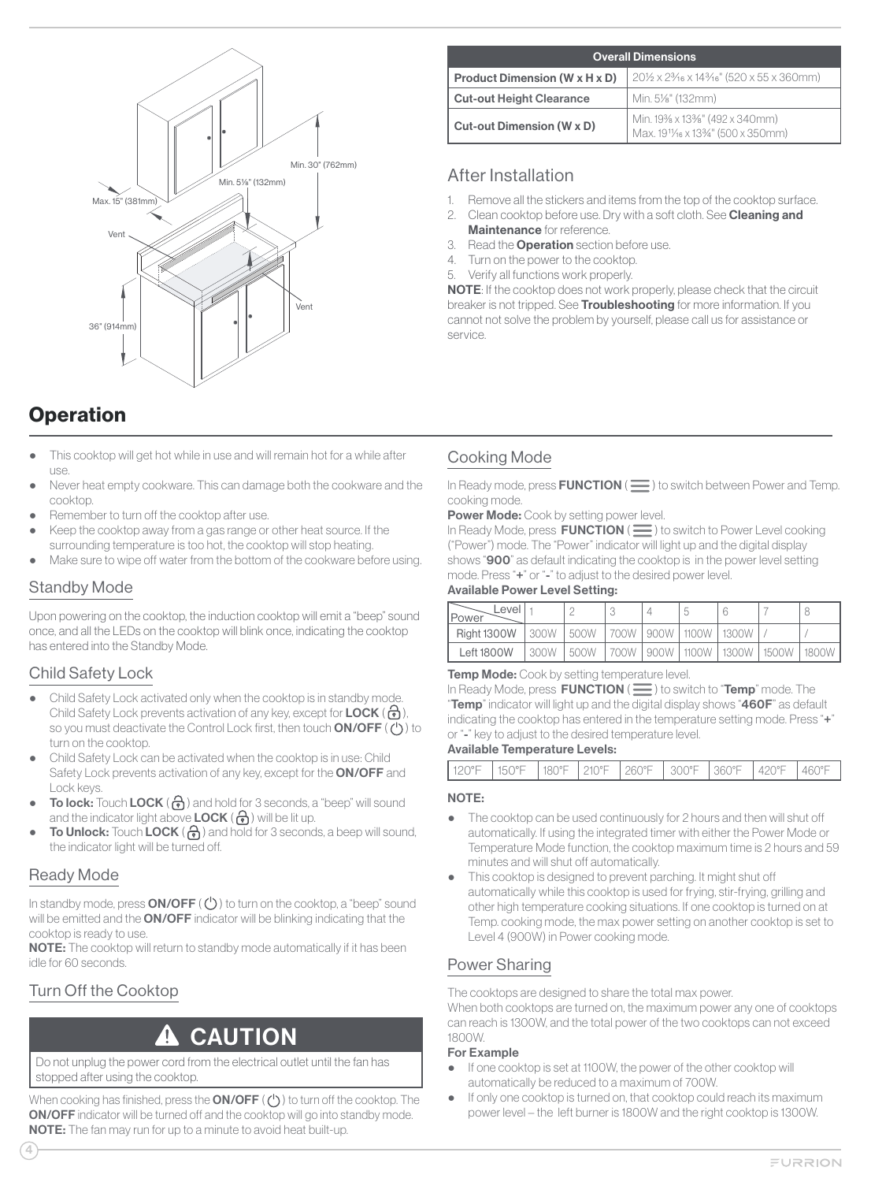Max. 15" (381mm)

Min. 5⅛" (132mm)

Min. 30" (762mm)

Vent

Vent

36" (914mm)

| Overall Dimensions | |
|---|---|
| **Product Dimension (W x H x D)** | 20½ x 2³⁄₁₆ x 14³⁄₁₆" (520 x 55 x 360mm) |
| **Cut-out Height Clearance** | Min. 5⅛" (132mm) |
| **Cut-out Dimension (W x D)** | Min. 19⅜ x 13⅜" (492 x 340mm) Max. 19¹¹⁄₁₆ x 13¾" (500 x 350mm) |

## After Installation

1. Remove all the stickers and items from the top of the cooktop surface.
2. Clean cooktop before use. Dry with a soft cloth. See **Cleaning and Maintenance** for reference.
3. Read the **Operation** section before use.
4. Turn on the power to the cooktop.
5. Verify all functions work properly.

**NOTE**: If the cooktop does not work properly, please check that the circuit breaker is not tripped. See **Troubleshooting** for more information. If you cannot not solve the problem by yourself, please call us for assistance or service.

# Operation

- This cooktop will get hot while in use and will remain hot for a while after use.
- Never heat empty cookware. This can damage both the cookware and the cooktop.
- Remember to turn off the cooktop after use.
- Keep the cooktop away from a gas range or other heat source. If the surrounding temperature is too hot, the cooktop will stop heating.
- Make sure to wipe off water from the bottom of the cookware before using.

## Standby Mode

Upon powering on the cooktop, the induction cooktop will emit a "beep" sound once, and all the LEDs on the cooktop will blink once, indicating the cooktop has entered into the Standby Mode.

## Child Safety Lock

- Child Safety Lock activated only when the cooktop is in standby mode. Child Safety Lock prevents activation of any key, except for **LOCK** ( ), so you must deactivate the Control Lock first, then touch **ON/OFF** ( ) to turn on the cooktop.
- Child Safety Lock can be activated when the cooktop is in use: Child Safety Lock prevents activation of any key, except for the **ON/OFF** and Lock keys.
- **To lock:** Touch **LOCK** ( ) and hold for 3 seconds, a "beep" will sound and the indicator light above **LOCK** ( ) will be lit up.
- **To Unlock:** Touch **LOCK** ( ) and hold for 3 seconds, a beep will sound, the indicator light will be turned off.

## Ready Mode

In standby mode, press **ON/OFF** ( ) to turn on the cooktop, a "beep" sound will be emitted and the **ON/OFF** indicator will be blinking indicating that the cooktop is ready to use.

**NOTE:** The cooktop will return to standby mode automatically if it has been idle for 60 seconds.

## Turn Off the Cooktop

**⚠ CAUTION**

Do not unplug the power cord from the electrical outlet until the fan has stopped after using the cooktop.

When cooking has finished, press the **ON/OFF** ( ) to turn off the cooktop. The **ON/OFF** indicator will be turned off and the cooktop will go into standby mode.
**NOTE:** The fan may run for up to a minute to avoid heat built-up.

## Cooking Mode

In Ready mode, press **FUNCTION** ( ) to switch between Power and Temp. cooking mode.

**Power Mode:** Cook by setting power level.
In Ready Mode, press **FUNCTION** ( ) to switch to Power Level cooking ("Power") mode. The "Power" indicator will light up and the digital display shows "**900**" as default indicating the cooktop is in the power level setting mode. Press "**+**" or "**-**" to adjust to the desired power level.

**Available Power Level Setting:**

| Power \ Level | 1 | 2 | 3 | 4 | 5 | 6 | 7 | 8 |
|---|---|---|---|---|---|---|---|---|
| Right 1300W | 300W | 500W | 700W | 900W | 1100W | 1300W | / | / |
| Left 1800W | 300W | 500W | 700W | 900W | 1100W | 1300W | 1500W | 1800W |

**Temp Mode:** Cook by setting temperature level.
In Ready Mode, press **FUNCTION** ( ) to switch to "**Temp**" mode. The "**Temp**" indicator will light up and the digital display shows "**460F**" as default indicating the cooktop has entered in the temperature setting mode. Press "**+**" or "**-**" key to adjust to the desired temperature level.

**Available Temperature Levels:**

| 120°F | 150°F | 180°F | 210°F | 260°F | 300°F | 360°F | 420°F | 460°F |
|---|---|---|---|---|---|---|---|---|

**NOTE:**

- The cooktop can be used continuously for 2 hours and then will shut off automatically. If using the integrated timer with either the Power Mode or Temperature Mode function, the cooktop maximum time is 2 hours and 59 minutes and will shut off automatically.
- This cooktop is designed to prevent parching. It might shut off automatically while this cooktop is used for frying, stir-frying, grilling and other high temperature cooking situations. If one cooktop is turned on at Temp. cooking mode, the max power setting on another cooktop is set to Level 4 (900W) in Power cooking mode.

## Power Sharing

The cooktops are designed to share the total max power.
When both cooktops are turned on, the maximum power any one of cooktops can reach is 1300W, and the total power of the two cooktops can not exceed 1800W.

**For Example**

- If one cooktop is set at 1100W, the power of the other cooktop will automatically be reduced to a maximum of 700W.
- If only one cooktop is turned on, that cooktop could reach its maximum power level – the left burner is 1800W and the right cooktop is 1300W.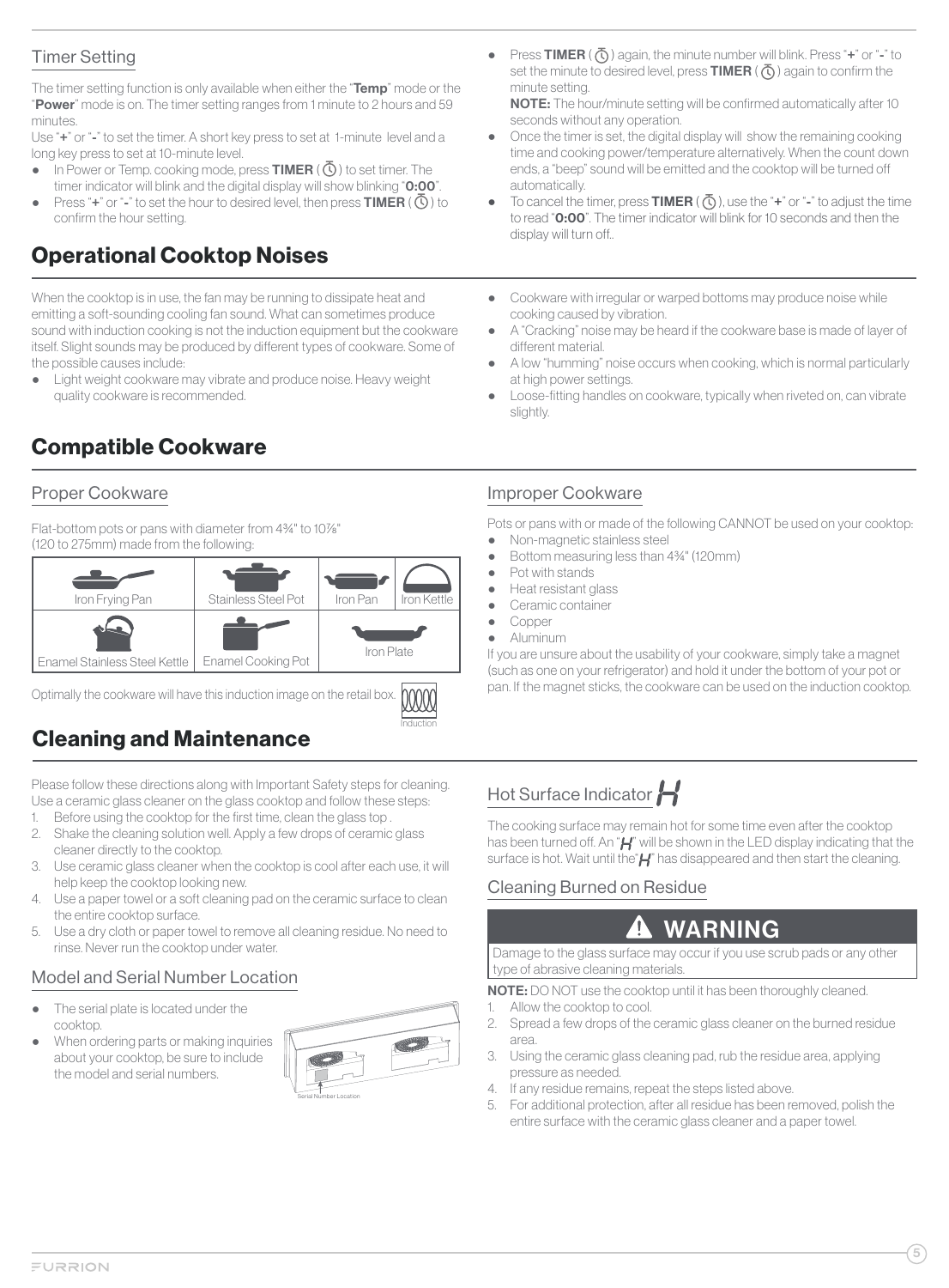### Timer Setting

The timer setting function is only available when either the "**Temp**" mode or the "**Power**" mode is on. The timer setting ranges from 1 minute to 2 hours and 59 minutes.

Use "**+**" or "**-**" to set the timer. A short key press to set at 1-minute level and a long key press to set at 10-minute level.

- In Power or Temp. cooking mode, press **TIMER** ( ⏲ ) to set timer. The timer indicator will blink and the digital display will show blinking "**0:00**".
- Press "**+**" or "**-**" to set the hour to desired level, then press **TIMER** ( ⏲ ) to confirm the hour setting.
- Press **TIMER** ( ⏲ ) again, the minute number will blink. Press "**+**" or "**-**" to set the minute to desired level, press **TIMER** ( ⏲ ) again to confirm the minute setting.
  **NOTE:** The hour/minute setting will be confirmed automatically after 10 seconds without any operation.
- Once the timer is set, the digital display will show the remaining cooking time and cooking power/temperature alternatively. When the count down ends, a "beep" sound will be emitted and the cooktop will be turned off automatically.
- To cancel the timer, press **TIMER** ( ⏲ ), use the "**+**" or "**-**" to adjust the time to read "**0:00**". The timer indicator will blink for 10 seconds and then the display will turn off..

## Operational Cooktop Noises

When the cooktop is in use, the fan may be running to dissipate heat and emitting a soft-sounding cooling fan sound. What can sometimes produce sound with induction cooking is not the induction equipment but the cookware itself. Slight sounds may be produced by different types of cookware. Some of the possible causes include:

- Light weight cookware may vibrate and produce noise. Heavy weight quality cookware is recommended.
- Cookware with irregular or warped bottoms may produce noise while cooking caused by vibration.
- A "Cracking" noise may be heard if the cookware base is made of layer of different material.
- A low "humming" noise occurs when cooking, which is normal particularly at high power settings.
- Loose-fitting handles on cookware, typically when riveted on, can vibrate slightly.

## Compatible Cookware

### Proper Cookware

Flat-bottom pots or pans with diameter from 4¾" to 10⅞" (120 to 275mm) made from the following:

| Iron Frying Pan | Stainless Steel Pot | Iron Pan | Iron Kettle |
|---|---|---|---|
| Enamel Stainless Steel Kettle | Enamel Cooking Pot | Iron Plate | |

Optimally the cookware will have this induction image on the retail box.

Induction

### Improper Cookware

Pots or pans with or made of the following CANNOT be used on your cooktop:

- Non-magnetic stainless steel
- Bottom measuring less than 4¾" (120mm)
- Pot with stands
- Heat resistant glass
- Ceramic container
- Copper
- Aluminum

If you are unsure about the usability of your cookware, simply take a magnet (such as one on your refrigerator) and hold it under the bottom of your pot or pan. If the magnet sticks, the cookware can be used on the induction cooktop.

## Cleaning and Maintenance

Please follow these directions along with Important Safety steps for cleaning. Use a ceramic glass cleaner on the glass cooktop and follow these steps:

1. Before using the cooktop for the first time, clean the glass top .
2. Shake the cleaning solution well. Apply a few drops of ceramic glass cleaner directly to the cooktop.
3. Use ceramic glass cleaner when the cooktop is cool after each use, it will help keep the cooktop looking new.
4. Use a paper towel or a soft cleaning pad on the ceramic surface to clean the entire cooktop surface.
5. Use a dry cloth or paper towel to remove all cleaning residue. No need to rinse. Never run the cooktop under water.

### Model and Serial Number Location

- The serial plate is located under the cooktop.
- When ordering parts or making inquiries about your cooktop, be sure to include the model and serial numbers.

Serial Number Location

### Hot Surface Indicator H

The cooking surface may remain hot for some time even after the cooktop has been turned off. An "H" will be shown in the LED display indicating that the surface is hot. Wait until the "H" has disappeared and then start the cleaning.

### Cleaning Burned on Residue

**⚠ WARNING**

Damage to the glass surface may occur if you use scrub pads or any other type of abrasive cleaning materials.

**NOTE:** DO NOT use the cooktop until it has been thoroughly cleaned.

1. Allow the cooktop to cool.
2. Spread a few drops of the ceramic glass cleaner on the burned residue area.
3. Using the ceramic glass cleaning pad, rub the residue area, applying pressure as needed.
4. If any residue remains, repeat the steps listed above.
5. For additional protection, after all residue has been removed, polish the entire surface with the ceramic glass cleaner and a paper towel.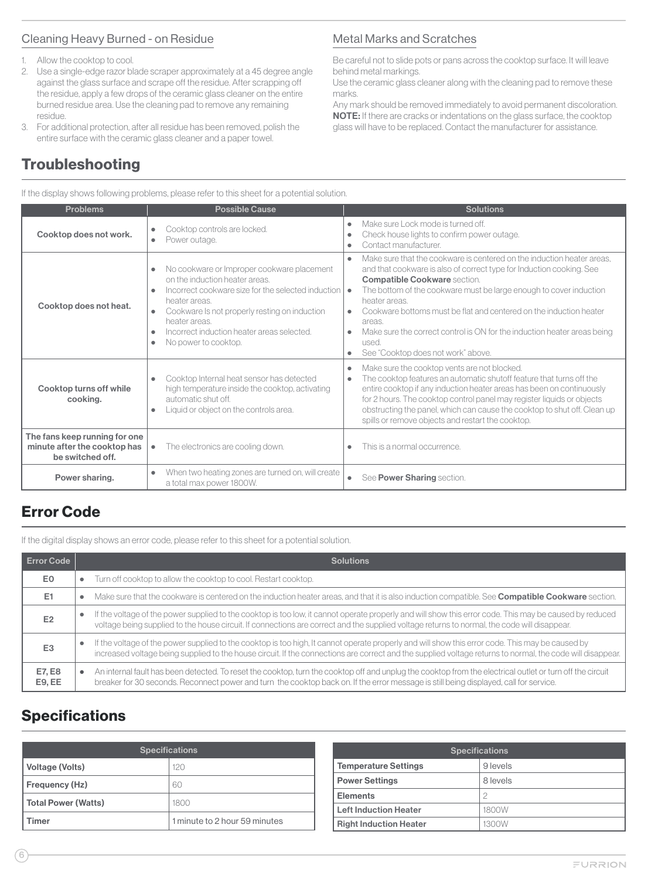### Cleaning Heavy Burned - on Residue

1. Allow the cooktop to cool.
2. Use a single-edge razor blade scraper approximately at a 45 degree angle against the glass surface and scrape off the residue. After scrapping off the residue, apply a few drops of the ceramic glass cleaner on the entire burned residue area. Use the cleaning pad to remove any remaining residue.
3. For additional protection, after all residue has been removed, polish the entire surface with the ceramic glass cleaner and a paper towel.

### Metal Marks and Scratches

Be careful not to slide pots or pans across the cooktop surface. It will leave behind metal markings.
Use the ceramic glass cleaner along with the cleaning pad to remove these marks.
Any mark should be removed immediately to avoid permanent discoloration.
**NOTE:** If there are cracks or indentations on the glass surface, the cooktop glass will have to be replaced. Contact the manufacturer for assistance.

## Troubleshooting

If the display shows following problems, please refer to this sheet for a potential solution.

| Problems | Possible Cause | Solutions |
|---|---|---|
| **Cooktop does not work.** | • Cooktop controls are locked.<br>• Power outage. | • Make sure Lock mode is turned off.<br>• Check house lights to confirm power outage.<br>• Contact manufacturer. |
| **Cooktop does not heat.** | • No cookware or Improper cookware placement on the induction heater areas.<br>• Incorrect cookware size for the selected induction heater areas.<br>• Cookware Is not properly resting on induction heater areas.<br>• Incorrect induction heater areas selected.<br>• No power to cooktop. | • Make sure that the cookware is centered on the induction heater areas, and that cookware is also of correct type for Induction cooking. See **Compatible Cookware** section.<br>• The bottom of the cookware must be large enough to cover induction heater areas.<br>• Cookware bottoms must be flat and centered on the induction heater areas.<br>• Make sure the correct control is ON for the induction heater areas being used.<br>• See "Cooktop does not work" above. |
| **Cooktop turns off while cooking.** | • Cooktop Internal heat sensor has detected high temperature inside the cooktop, activating automatic shut off.<br>• Liquid or object on the controls area. | • Make sure the cooktop vents are not blocked.<br>• The cooktop features an automatic shutoff feature that turns off the entire cooktop if any induction heater areas has been on continuously for 2 hours. The cooktop control panel may register liquids or objects obstructing the panel, which can cause the cooktop to shut off. Clean up spills or remove objects and restart the cooktop. |
| **The fans keep running for one minute after the cooktop has be switched off.** | • The electronics are cooling down. | • This is a normal occurrence. |
| **Power sharing.** | • When two heating zones are turned on, will create a total max power 1800W. | • See **Power Sharing** section. |

## Error Code

If the digital display shows an error code, please refer to this sheet for a potential solution.

| Error Code | Solutions |
|---|---|
| E0 | • Turn off cooktop to allow the cooktop to cool. Restart cooktop. |
| E1 | • Make sure that the cookware is centered on the induction heater areas, and that it is also induction compatible. See **Compatible Cookware** section. |
| E2 | • If the voltage of the power supplied to the cooktop is too low, it cannot operate properly and will show this error code. This may be caused by reduced voltage being supplied to the house circuit. If connections are correct and the supplied voltage returns to normal, the code will disappear. |
| E3 | • If the voltage of the power supplied to the cooktop is too high, It cannot operate properly and will show this error code. This may be caused by increased voltage being supplied to the house circuit. If the connections are correct and the supplied voltage returns to normal, the code will disappear. |
| E7, E8<br>E9, EE | • An internal fault has been detected. To reset the cooktop, turn the cooktop off and unplug the cooktop from the electrical outlet or turn off the circuit breaker for 30 seconds. Reconnect power and turn the cooktop back on. If the error message is still being displayed, call for service. |

## Specifications

| Specifications | |
|---|---|
| **Voltage (Volts)** | 120 |
| **Frequency (Hz)** | 60 |
| **Total Power (Watts)** | 1800 |
| **Timer** | 1 minute to 2 hour 59 minutes |

| Specifications | |
|---|---|
| **Temperature Settings** | 9 levels |
| **Power Settings** | 8 levels |
| **Elements** | 2 |
| **Left Induction Heater** | 1800W |
| **Right Induction Heater** | 1300W |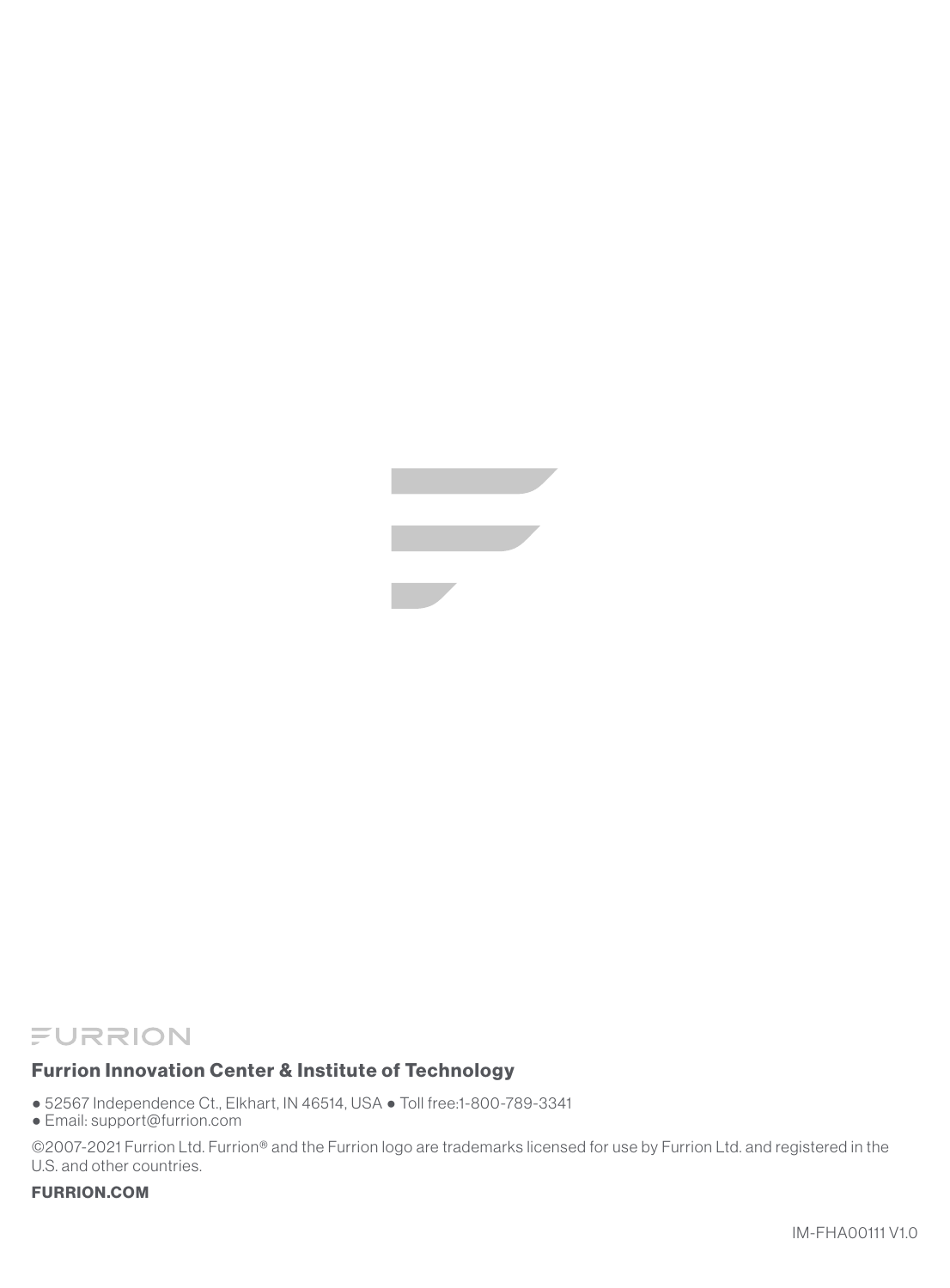FURRION

**Furrion Innovation Center & Institute of Technology**

- 52567 Independence Ct., Elkhart, IN 46514, USA ● Toll free:1-800-789-3341
- Email: support@furrion.com

©2007-2021 Furrion Ltd. Furrion® and the Furrion logo are trademarks licensed for use by Furrion Ltd. and registered in the U.S. and other countries.

**FURRION.COM**

IM-FHA00111 V1.0